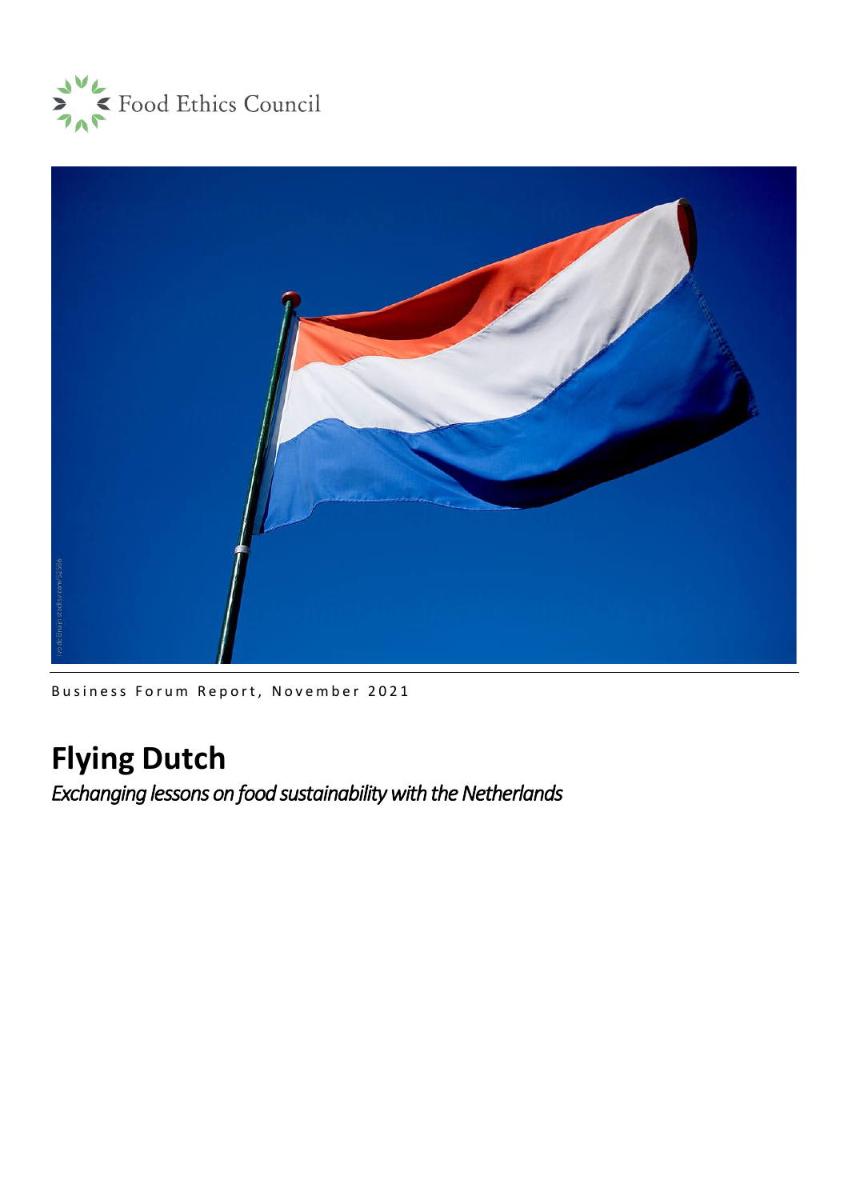Food Ethics Council

Business Forum Report, November 2021

# Flying Dutch

*Exchanging lessons on food sustainability with the Netherlands*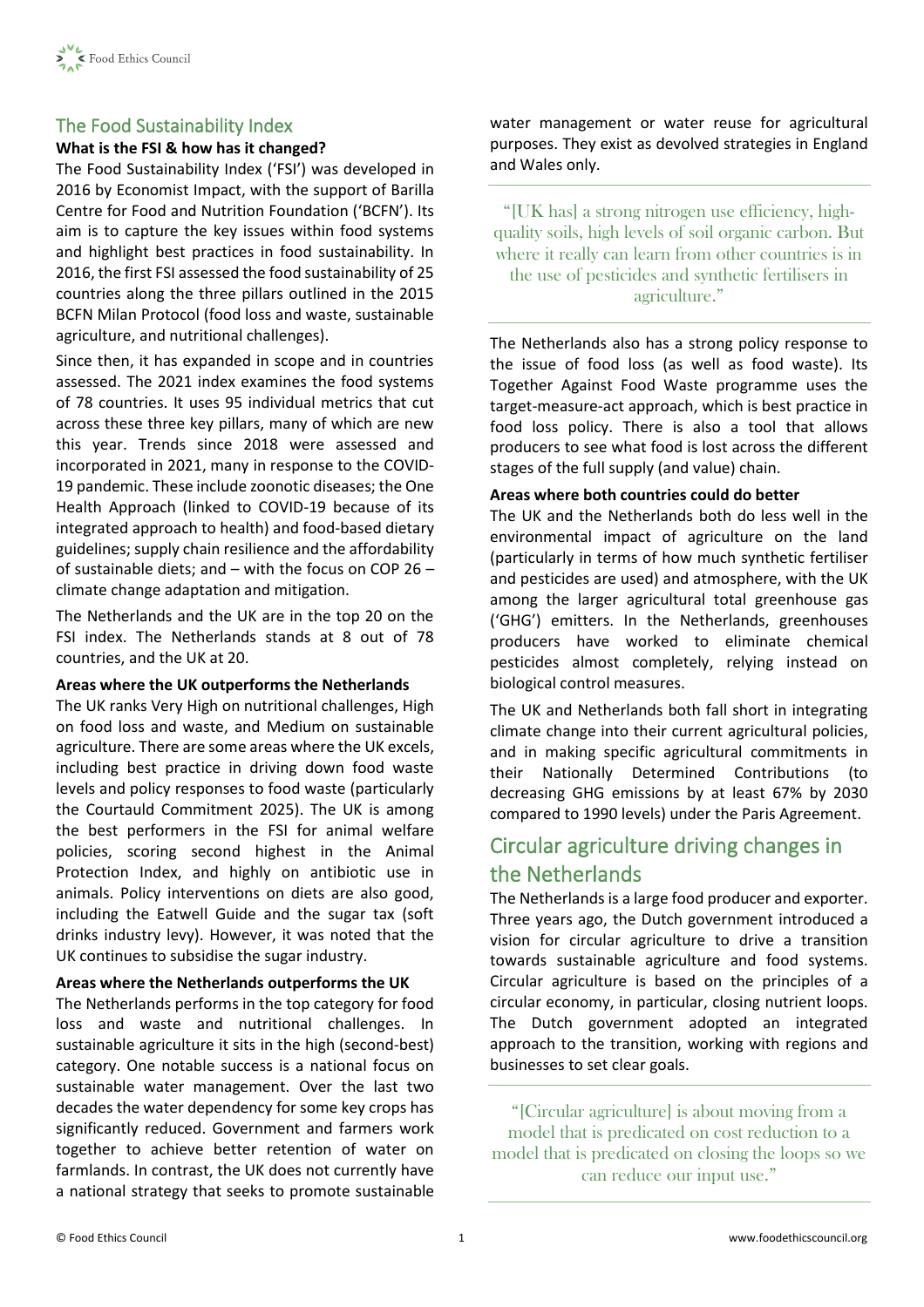## The Food Sustainability Index

### What is the FSI & how has it changed?

The Food Sustainability Index ('FSI') was developed in 2016 by Economist Impact, with the support of Barilla Centre for Food and Nutrition Foundation ('BCFN'). Its aim is to capture the key issues within food systems and highlight best practices in food sustainability. In 2016, the first FSI assessed the food sustainability of 25 countries along the three pillars outlined in the 2015 BCFN Milan Protocol (food loss and waste, sustainable agriculture, and nutritional challenges).

Since then, it has expanded in scope and in countries assessed. The 2021 index examines the food systems of 78 countries. It uses 95 individual metrics that cut across these three key pillars, many of which are new this year. Trends since 2018 were assessed and incorporated in 2021, many in response to the COVID-19 pandemic. These include zoonotic diseases; the One Health Approach (linked to COVID-19 because of its integrated approach to health) and food-based dietary guidelines; supply chain resilience and the affordability of sustainable diets; and – with the focus on COP 26 – climate change adaptation and mitigation.

The Netherlands and the UK are in the top 20 on the FSI index. The Netherlands stands at 8 out of 78 countries, and the UK at 20.

### Areas where the UK outperforms the Netherlands

The UK ranks Very High on nutritional challenges, High on food loss and waste, and Medium on sustainable agriculture. There are some areas where the UK excels, including best practice in driving down food waste levels and policy responses to food waste (particularly the Courtauld Commitment 2025). The UK is among the best performers in the FSI for animal welfare policies, scoring second highest in the Animal Protection Index, and highly on antibiotic use in animals. Policy interventions on diets are also good, including the Eatwell Guide and the sugar tax (soft drinks industry levy). However, it was noted that the UK continues to subsidise the sugar industry.

### Areas where the Netherlands outperforms the UK

The Netherlands performs in the top category for food loss and waste and nutritional challenges. In sustainable agriculture it sits in the high (second-best) category. One notable success is a national focus on sustainable water management. Over the last two decades the water dependency for some key crops has significantly reduced. Government and farmers work together to achieve better retention of water on farmlands. In contrast, the UK does not currently have a national strategy that seeks to promote sustainable water management or water reuse for agricultural purposes. They exist as devolved strategies in England and Wales only.

> "[UK has] a strong nitrogen use efficiency, high-quality soils, high levels of soil organic carbon. But where it really can learn from other countries is in the use of pesticides and synthetic fertilisers in agriculture."

The Netherlands also has a strong policy response to the issue of food loss (as well as food waste). Its Together Against Food Waste programme uses the target-measure-act approach, which is best practice in food loss policy. There is also a tool that allows producers to see what food is lost across the different stages of the full supply (and value) chain.

### Areas where both countries could do better

The UK and the Netherlands both do less well in the environmental impact of agriculture on the land (particularly in terms of how much synthetic fertiliser and pesticides are used) and atmosphere, with the UK among the larger agricultural total greenhouse gas ('GHG') emitters. In the Netherlands, greenhouses producers have worked to eliminate chemical pesticides almost completely, relying instead on biological control measures.

The UK and Netherlands both fall short in integrating climate change into their current agricultural policies, and in making specific agricultural commitments in their Nationally Determined Contributions (to decreasing GHG emissions by at least 67% by 2030 compared to 1990 levels) under the Paris Agreement.

## Circular agriculture driving changes in the Netherlands

The Netherlands is a large food producer and exporter. Three years ago, the Dutch government introduced a vision for circular agriculture to drive a transition towards sustainable agriculture and food systems. Circular agriculture is based on the principles of a circular economy, in particular, closing nutrient loops. The Dutch government adopted an integrated approach to the transition, working with regions and businesses to set clear goals.

> "[Circular agriculture] is about moving from a model that is predicated on cost reduction to a model that is predicated on closing the loops so we can reduce our input use."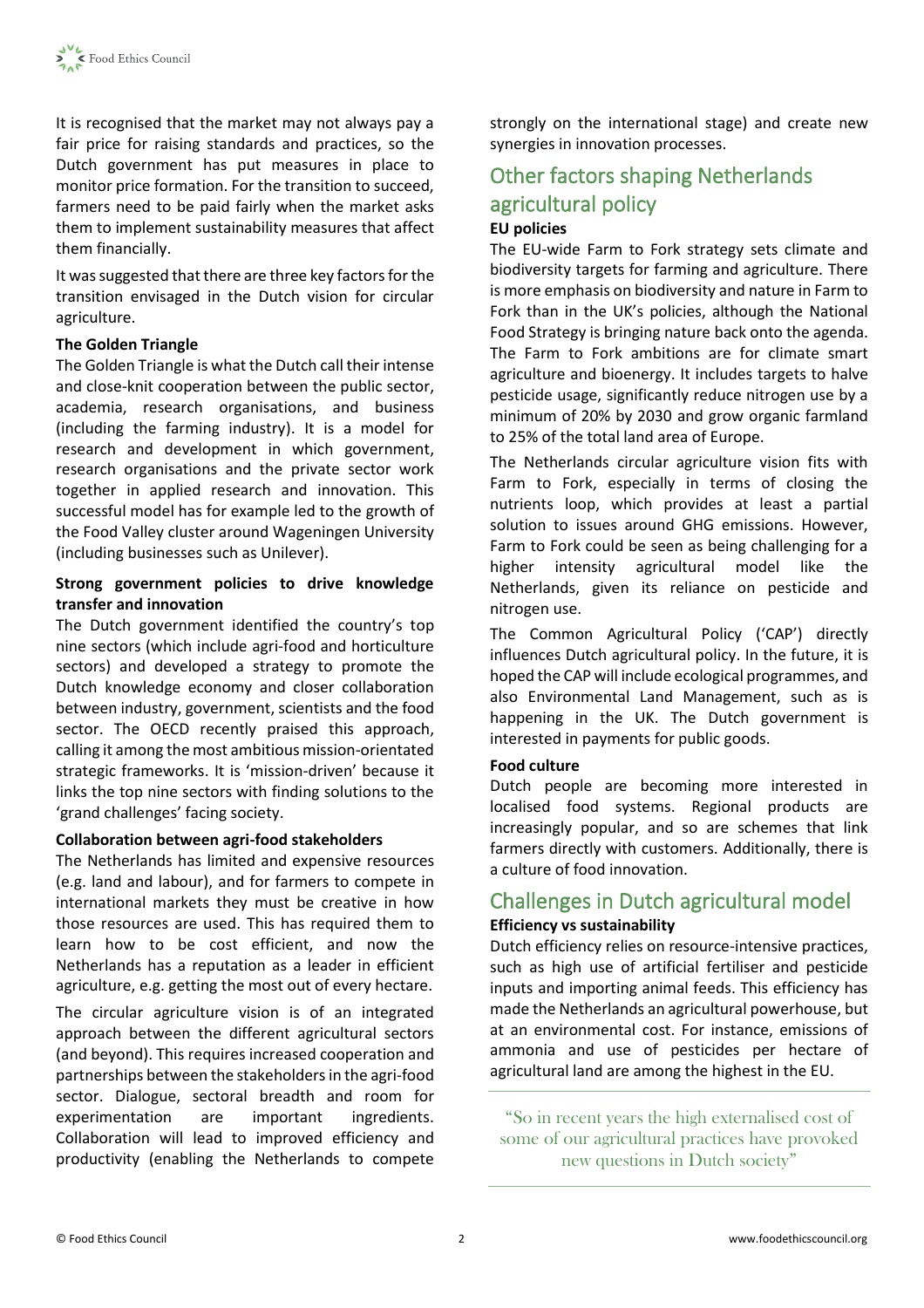It is recognised that the market may not always pay a fair price for raising standards and practices, so the Dutch government has put measures in place to monitor price formation. For the transition to succeed, farmers need to be paid fairly when the market asks them to implement sustainability measures that affect them financially.

It was suggested that there are three key factors for the transition envisaged in the Dutch vision for circular agriculture.

**The Golden Triangle**

The Golden Triangle is what the Dutch call their intense and close-knit cooperation between the public sector, academia, research organisations, and business (including the farming industry). It is a model for research and development in which government, research organisations and the private sector work together in applied research and innovation. This successful model has for example led to the growth of the Food Valley cluster around Wageningen University (including businesses such as Unilever).

**Strong government policies to drive knowledge transfer and innovation**

The Dutch government identified the country's top nine sectors (which include agri-food and horticulture sectors) and developed a strategy to promote the Dutch knowledge economy and closer collaboration between industry, government, scientists and the food sector. The OECD recently praised this approach, calling it among the most ambitious mission-orientated strategic frameworks. It is 'mission-driven' because it links the top nine sectors with finding solutions to the 'grand challenges' facing society.

**Collaboration between agri-food stakeholders**

The Netherlands has limited and expensive resources (e.g. land and labour), and for farmers to compete in international markets they must be creative in how those resources are used. This has required them to learn how to be cost efficient, and now the Netherlands has a reputation as a leader in efficient agriculture, e.g. getting the most out of every hectare.

The circular agriculture vision is of an integrated approach between the different agricultural sectors (and beyond). This requires increased cooperation and partnerships between the stakeholders in the agri-food sector. Dialogue, sectoral breadth and room for experimentation are important ingredients. Collaboration will lead to improved efficiency and productivity (enabling the Netherlands to compete strongly on the international stage) and create new synergies in innovation processes.

## Other factors shaping Netherlands agricultural policy

**EU policies**

The EU-wide Farm to Fork strategy sets climate and biodiversity targets for farming and agriculture. There is more emphasis on biodiversity and nature in Farm to Fork than in the UK's policies, although the National Food Strategy is bringing nature back onto the agenda. The Farm to Fork ambitions are for climate smart agriculture and bioenergy. It includes targets to halve pesticide usage, significantly reduce nitrogen use by a minimum of 20% by 2030 and grow organic farmland to 25% of the total land area of Europe.

The Netherlands circular agriculture vision fits with Farm to Fork, especially in terms of closing the nutrients loop, which provides at least a partial solution to issues around GHG emissions. However, Farm to Fork could be seen as being challenging for a higher intensity agricultural model like the Netherlands, given its reliance on pesticide and nitrogen use.

The Common Agricultural Policy ('CAP') directly influences Dutch agricultural policy. In the future, it is hoped the CAP will include ecological programmes, and also Environmental Land Management, such as is happening in the UK. The Dutch government is interested in payments for public goods.

**Food culture**

Dutch people are becoming more interested in localised food systems. Regional products are increasingly popular, and so are schemes that link farmers directly with customers. Additionally, there is a culture of food innovation.

## Challenges in Dutch agricultural model

**Efficiency vs sustainability**

Dutch efficiency relies on resource-intensive practices, such as high use of artificial fertiliser and pesticide inputs and importing animal feeds. This efficiency has made the Netherlands an agricultural powerhouse, but at an environmental cost. For instance, emissions of ammonia and use of pesticides per hectare of agricultural land are among the highest in the EU.

> "So in recent years the high externalised cost of some of our agricultural practices have provoked new questions in Dutch society"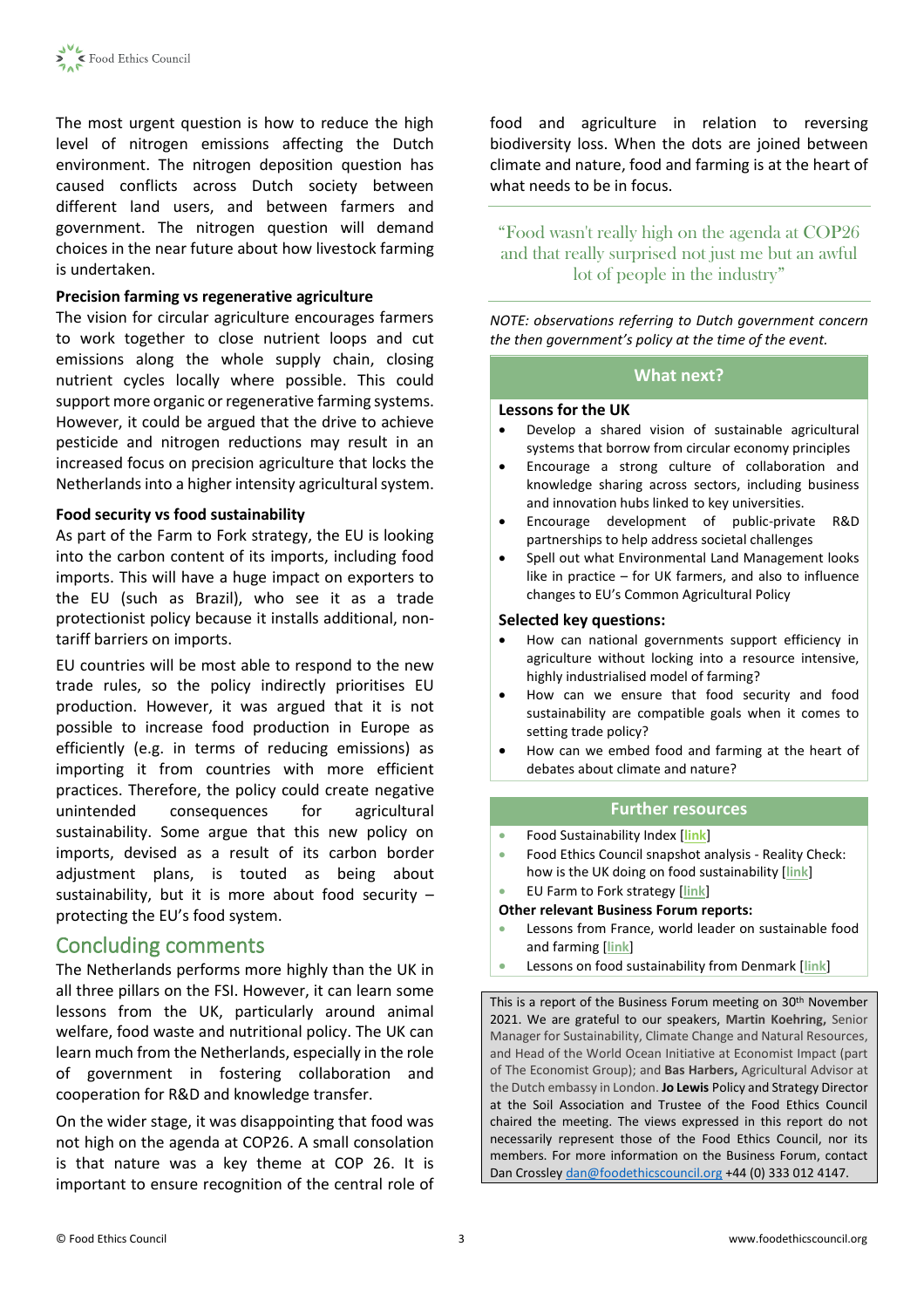The most urgent question is how to reduce the high level of nitrogen emissions affecting the Dutch environment. The nitrogen deposition question has caused conflicts across Dutch society between different land users, and between farmers and government. The nitrogen question will demand choices in the near future about how livestock farming is undertaken.

**Precision farming vs regenerative agriculture**

The vision for circular agriculture encourages farmers to work together to close nutrient loops and cut emissions along the whole supply chain, closing nutrient cycles locally where possible. This could support more organic or regenerative farming systems. However, it could be argued that the drive to achieve pesticide and nitrogen reductions may result in an increased focus on precision agriculture that locks the Netherlands into a higher intensity agricultural system.

**Food security vs food sustainability**

As part of the Farm to Fork strategy, the EU is looking into the carbon content of its imports, including food imports. This will have a huge impact on exporters to the EU (such as Brazil), who see it as a trade protectionist policy because it installs additional, non-tariff barriers on imports.

EU countries will be most able to respond to the new trade rules, so the policy indirectly prioritises EU production. However, it was argued that it is not possible to increase food production in Europe as efficiently (e.g. in terms of reducing emissions) as importing it from countries with more efficient practices. Therefore, the policy could create negative unintended consequences for agricultural sustainability. Some argue that this new policy on imports, devised as a result of its carbon border adjustment plans, is touted as being about sustainability, but it is more about food security – protecting the EU's food system.

## Concluding comments

The Netherlands performs more highly than the UK in all three pillars on the FSI. However, it can learn some lessons from the UK, particularly around animal welfare, food waste and nutritional policy. The UK can learn much from the Netherlands, especially in the role of government in fostering collaboration and cooperation for R&D and knowledge transfer.

On the wider stage, it was disappointing that food was not high on the agenda at COP26. A small consolation is that nature was a key theme at COP 26. It is important to ensure recognition of the central role of food and agriculture in relation to reversing biodiversity loss. When the dots are joined between climate and nature, food and farming is at the heart of what needs to be in focus.

> "Food wasn't really high on the agenda at COP26 and that really surprised not just me but an awful lot of people in the industry"

*NOTE: observations referring to Dutch government concern the then government's policy at the time of the event.*

### What next?

**Lessons for the UK**

- Develop a shared vision of sustainable agricultural systems that borrow from circular economy principles
- Encourage a strong culture of collaboration and knowledge sharing across sectors, including business and innovation hubs linked to key universities.
- Encourage development of public-private R&D partnerships to help address societal challenges
- Spell out what Environmental Land Management looks like in practice – for UK farmers, and also to influence changes to EU's Common Agricultural Policy

**Selected key questions:**

- How can national governments support efficiency in agriculture without locking into a resource intensive, highly industrialised model of farming?
- How can we ensure that food security and food sustainability are compatible goals when it comes to setting trade policy?
- How can we embed food and farming at the heart of debates about climate and nature?

### Further resources

- Food Sustainability Index [link]
- Food Ethics Council snapshot analysis - Reality Check: how is the UK doing on food sustainability [link]
- EU Farm to Fork strategy [link]

**Other relevant Business Forum reports:**

- Lessons from France, world leader on sustainable food and farming [link]
- Lessons on food sustainability from Denmark [link]

This is a report of the Business Forum meeting on 30th November 2021. We are grateful to our speakers, **Martin Koehring,** Senior Manager for Sustainability, Climate Change and Natural Resources, and Head of the World Ocean Initiative at Economist Impact (part of The Economist Group); and **Bas Harbers,** Agricultural Advisor at the Dutch embassy in London. **Jo Lewis** Policy and Strategy Director at the Soil Association and Trustee of the Food Ethics Council chaired the meeting. The views expressed in this report do not necessarily represent those of the Food Ethics Council, nor its members. For more information on the Business Forum, contact Dan Crossley dan@foodethicscouncil.org +44 (0) 333 012 4147.